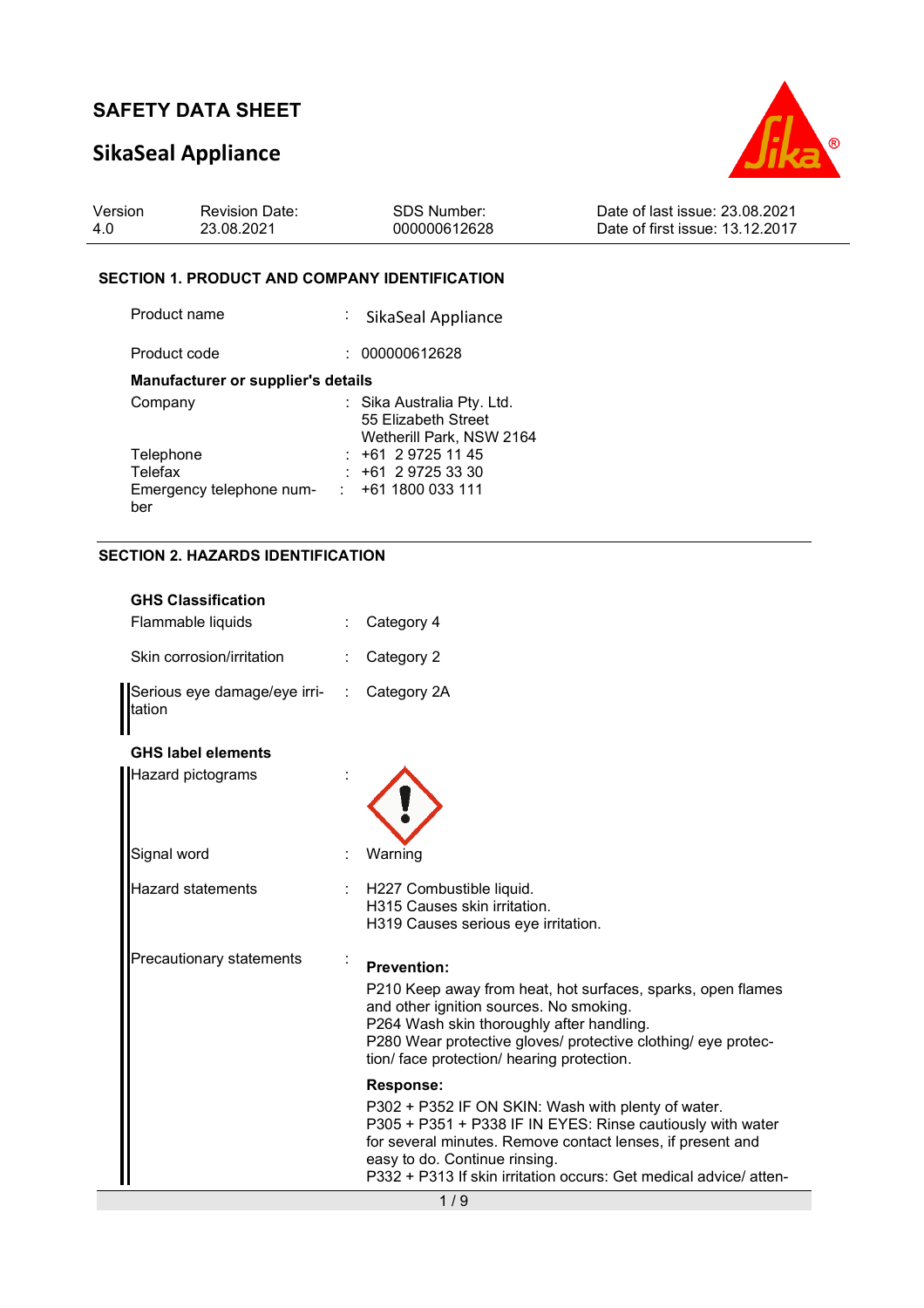# SAFETY DATA SHEET

## SikaSeal Appliance

| Version | Revision Date: | SDS Number: | Date of last issue: 23.08.2021 |
|---|---|---|---|
| 4.0 | 23.08.2021 | 000000612628 | Date of first issue: 13.12.2017 |

### SECTION 1. PRODUCT AND COMPANY IDENTIFICATION

Product name : SikaSeal Appliance

Product code : 000000612628

**Manufacturer or supplier's details**

Company : Sika Australia Pty. Ltd.
55 Elizabeth Street
Wetherill Park, NSW 2164

Telephone : +61 2 9725 11 45

Telefax : +61 2 9725 33 30

Emergency telephone number : +61 1800 033 111

### SECTION 2. HAZARDS IDENTIFICATION

**GHS Classification**

Flammable liquids : Category 4

Skin corrosion/irritation : Category 2

Serious eye damage/eye irritation : Category 2A

**GHS label elements**

Hazard pictograms :

Signal word : Warning

Hazard statements : H227 Combustible liquid.
H315 Causes skin irritation.
H319 Causes serious eye irritation.

Precautionary statements :

**Prevention:**

P210 Keep away from heat, hot surfaces, sparks, open flames and other ignition sources. No smoking.
P264 Wash skin thoroughly after handling.
P280 Wear protective gloves/ protective clothing/ eye protection/ face protection/ hearing protection.

**Response:**

P302 + P352 IF ON SKIN: Wash with plenty of water.
P305 + P351 + P338 IF IN EYES: Rinse cautiously with water for several minutes. Remove contact lenses, if present and easy to do. Continue rinsing.
P332 + P313 If skin irritation occurs: Get medical advice/ atten-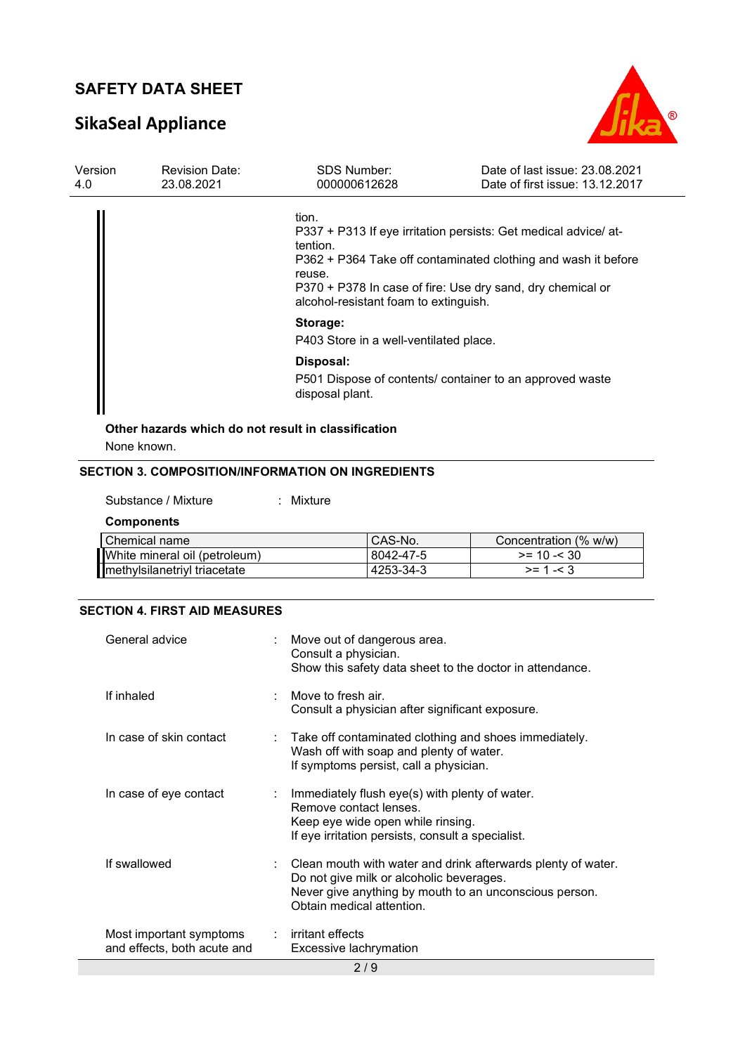tion.
P337 + P313 If eye irritation persists: Get medical advice/ attention.
P362 + P364 Take off contaminated clothing and wash it before reuse.
P370 + P378 In case of fire: Use dry sand, dry chemical or alcohol-resistant foam to extinguish.

**Storage:**

P403 Store in a well-ventilated place.

**Disposal:**

P501 Dispose of contents/ container to an approved waste disposal plant.

**Other hazards which do not result in classification**

None known.

## SECTION 3. COMPOSITION/INFORMATION ON INGREDIENTS

Substance / Mixture : Mixture

**Components**

| Chemical name | CAS-No. | Concentration (% w/w) |
|---|---|---|
| White mineral oil (petroleum) | 8042-47-5 | >= 10 -< 30 |
| methylsilanetriyl triacetate | 4253-34-3 | >= 1 -< 3 |

## SECTION 4. FIRST AID MEASURES

General advice : Move out of dangerous area.
Consult a physician.
Show this safety data sheet to the doctor in attendance.

If inhaled : Move to fresh air.
Consult a physician after significant exposure.

In case of skin contact : Take off contaminated clothing and shoes immediately.
Wash off with soap and plenty of water.
If symptoms persist, call a physician.

In case of eye contact : Immediately flush eye(s) with plenty of water.
Remove contact lenses.
Keep eye wide open while rinsing.
If eye irritation persists, consult a specialist.

If swallowed : Clean mouth with water and drink afterwards plenty of water.
Do not give milk or alcoholic beverages.
Never give anything by mouth to an unconscious person.
Obtain medical attention.

Most important symptoms and effects, both acute and : irritant effects
Excessive lachrymation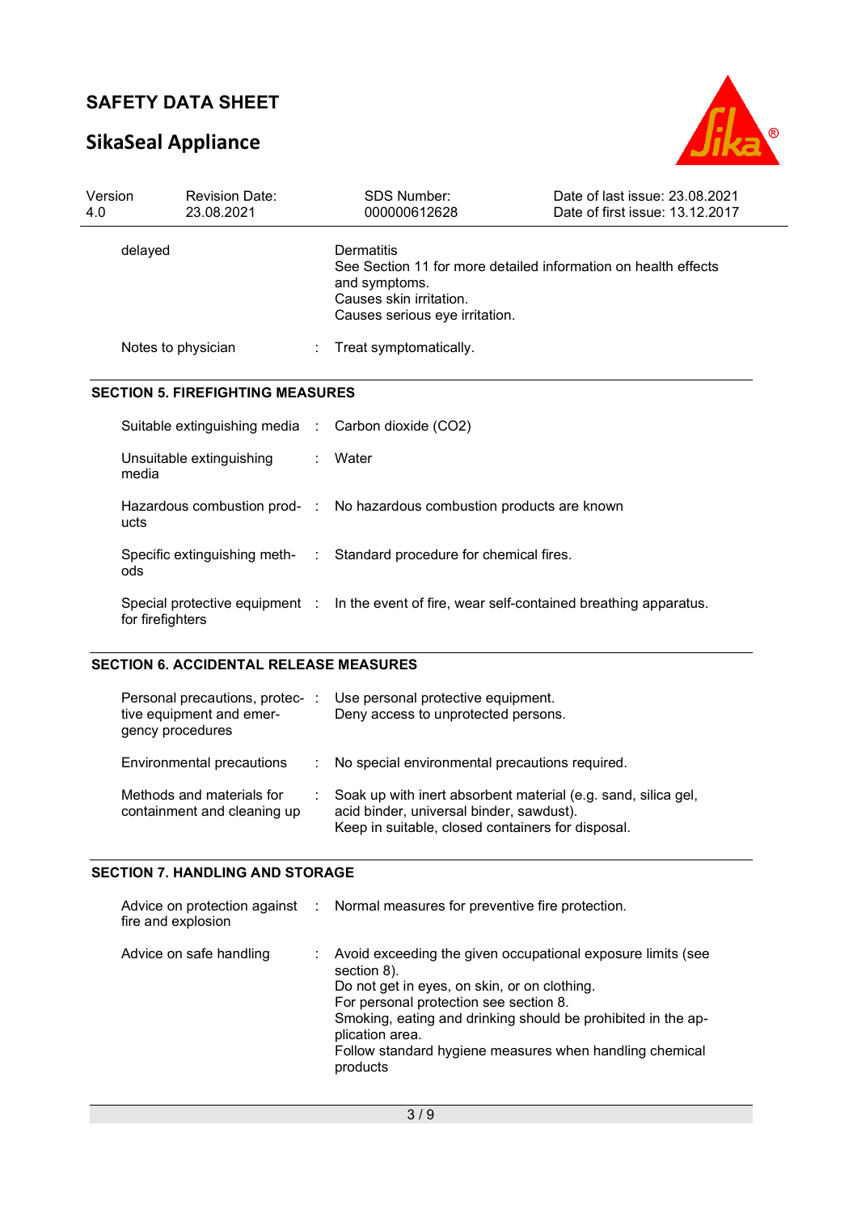| | | |
|---|---|---|
| delayed | | Dermatitis<br>See Section 11 for more detailed information on health effects and symptoms.<br>Causes skin irritation.<br>Causes serious eye irritation. |
| Notes to physician | : | Treat symptomatically. |

## SECTION 5. FIREFIGHTING MEASURES

| | | |
|---|---|---|
| Suitable extinguishing media | : | Carbon dioxide ($CO_2$) |
| Unsuitable extinguishing media | : | Water |
| Hazardous combustion products | : | No hazardous combustion products are known |
| Specific extinguishing methods | : | Standard procedure for chemical fires. |
| Special protective equipment for firefighters | : | In the event of fire, wear self-contained breathing apparatus. |

## SECTION 6. ACCIDENTAL RELEASE MEASURES

| | | |
|---|---|---|
| Personal precautions, protective equipment and emergency procedures | : | Use personal protective equipment.<br>Deny access to unprotected persons. |
| Environmental precautions | : | No special environmental precautions required. |
| Methods and materials for containment and cleaning up | : | Soak up with inert absorbent material (e.g. sand, silica gel, acid binder, universal binder, sawdust).<br>Keep in suitable, closed containers for disposal. |

## SECTION 7. HANDLING AND STORAGE

| | | |
|---|---|---|
| Advice on protection against fire and explosion | : | Normal measures for preventive fire protection. |
| Advice on safe handling | : | Avoid exceeding the given occupational exposure limits (see section 8).<br>Do not get in eyes, on skin, or on clothing.<br>For personal protection see section 8.<br>Smoking, eating and drinking should be prohibited in the application area.<br>Follow standard hygiene measures when handling chemical products |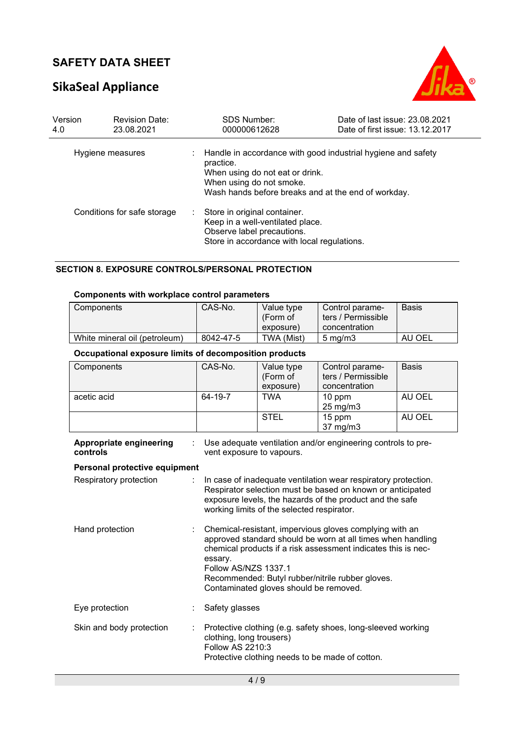| | | |
|---|---|---|
| Hygiene measures | : | Handle in accordance with good industrial hygiene and safety practice.<br>When using do not eat or drink.<br>When using do not smoke.<br>Wash hands before breaks and at the end of workday. |
| Conditions for safe storage | : | Store in original container.<br>Keep in a well-ventilated place.<br>Observe label precautions.<br>Store in accordance with local regulations. |

## SECTION 8. EXPOSURE CONTROLS/PERSONAL PROTECTION

**Components with workplace control parameters**

| Components | CAS-No. | Value type (Form of exposure) | Control parameters / Permissible concentration | Basis |
|---|---|---|---|---|
| White mineral oil (petroleum) | 8042-47-5 | TWA (Mist) | 5 mg/m3 | AU OEL |

**Occupational exposure limits of decomposition products**

| Components | CAS-No. | Value type (Form of exposure) | Control parameters / Permissible concentration | Basis |
|---|---|---|---|---|
| acetic acid | 64-19-7 | TWA | 10 ppm<br>25 mg/m3 | AU OEL |
| | | STEL | 15 ppm<br>37 mg/m3 | AU OEL |

**Appropriate engineering controls** : Use adequate ventilation and/or engineering controls to prevent exposure to vapours.

**Personal protective equipment**

| | | |
|---|---|---|
| Respiratory protection | : | In case of inadequate ventilation wear respiratory protection.<br>Respirator selection must be based on known or anticipated exposure levels, the hazards of the product and the safe working limits of the selected respirator. |
| Hand protection | : | Chemical-resistant, impervious gloves complying with an approved standard should be worn at all times when handling chemical products if a risk assessment indicates this is necessary.<br>Follow AS/NZS 1337.1<br>Recommended: Butyl rubber/nitrile rubber gloves.<br>Contaminated gloves should be removed. |
| Eye protection | : | Safety glasses |
| Skin and body protection | : | Protective clothing (e.g. safety shoes, long-sleeved working clothing, long trousers)<br>Follow AS 2210:3<br>Protective clothing needs to be made of cotton. |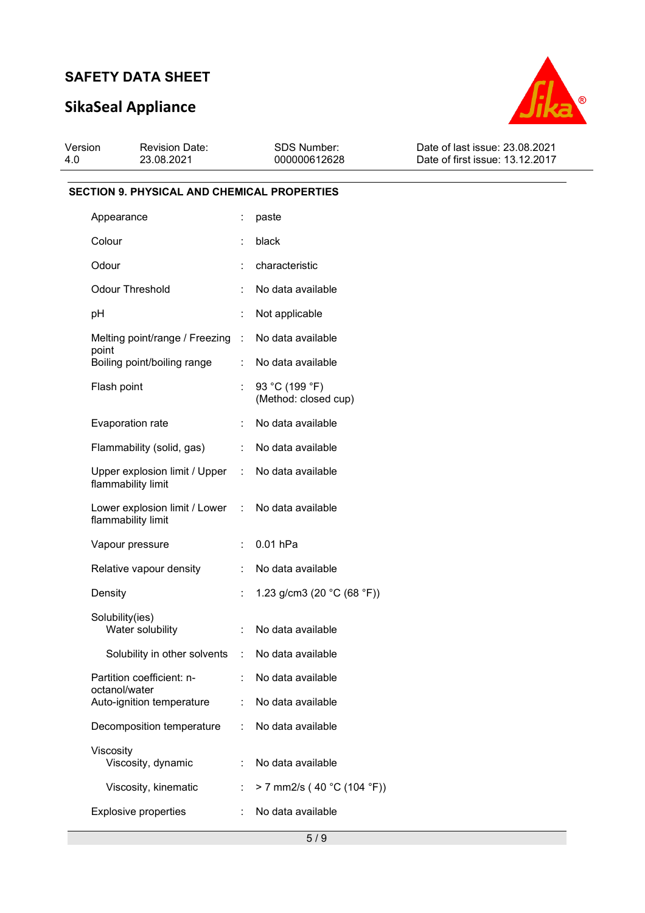## SECTION 9. PHYSICAL AND CHEMICAL PROPERTIES

| Property | | Value |
|---|---|---|
| Appearance | : | paste |
| Colour | : | black |
| Odour | : | characteristic |
| Odour Threshold | : | No data available |
| pH | : | Not applicable |
| Melting point/range / Freezing point | : | No data available |
| Boiling point/boiling range | : | No data available |
| Flash point | : | 93 °C (199 °F) (Method: closed cup) |
| Evaporation rate | : | No data available |
| Flammability (solid, gas) | : | No data available |
| Upper explosion limit / Upper flammability limit | : | No data available |
| Lower explosion limit / Lower flammability limit | : | No data available |
| Vapour pressure | : | 0.01 hPa |
| Relative vapour density | : | No data available |
| Density | : | 1.23 g/cm3 (20 °C (68 °F)) |
| Solubility(ies) | | |
| Water solubility | : | No data available |
| Solubility in other solvents | : | No data available |
| Partition coefficient: n-octanol/water | : | No data available |
| Auto-ignition temperature | : | No data available |
| Decomposition temperature | : | No data available |
| Viscosity | | |
| Viscosity, dynamic | : | No data available |
| Viscosity, kinematic | : | > 7 mm2/s ( 40 °C (104 °F)) |
| Explosive properties | : | No data available |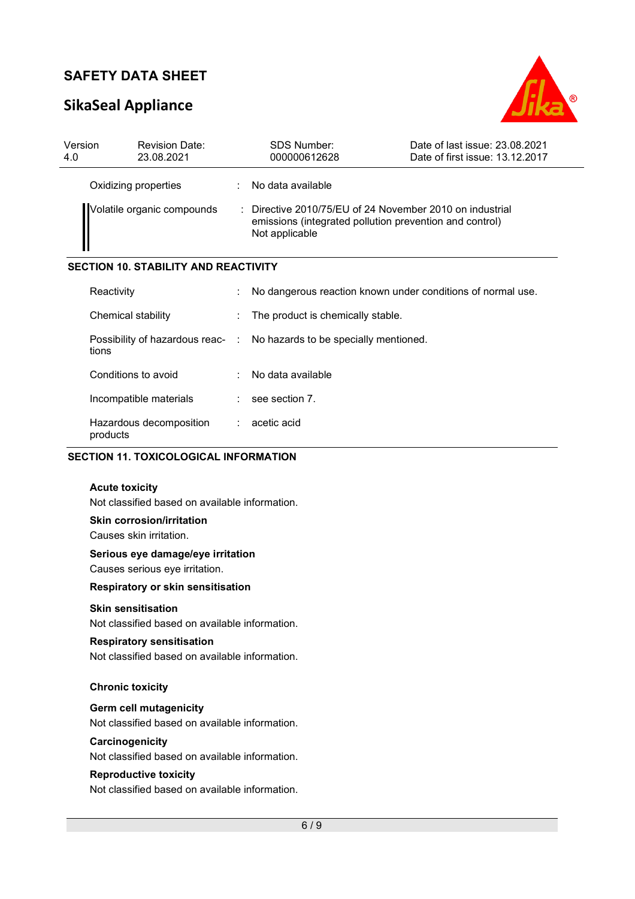| | | |
|---|---|---|
| Oxidizing properties | : | No data available |
| Volatile organic compounds | : | Directive 2010/75/EU of 24 November 2010 on industrial emissions (integrated pollution prevention and control) Not applicable |

## SECTION 10. STABILITY AND REACTIVITY

| | | |
|---|---|---|
| Reactivity | : | No dangerous reaction known under conditions of normal use. |
| Chemical stability | : | The product is chemically stable. |
| Possibility of hazardous reactions | : | No hazards to be specially mentioned. |
| Conditions to avoid | : | No data available |
| Incompatible materials | : | see section 7. |
| Hazardous decomposition products | : | acetic acid |

## SECTION 11. TOXICOLOGICAL INFORMATION

**Acute toxicity**
Not classified based on available information.

**Skin corrosion/irritation**
Causes skin irritation.

**Serious eye damage/eye irritation**
Causes serious eye irritation.

**Respiratory or skin sensitisation**

**Skin sensitisation**
Not classified based on available information.

**Respiratory sensitisation**
Not classified based on available information.

**Chronic toxicity**

**Germ cell mutagenicity**
Not classified based on available information.

**Carcinogenicity**
Not classified based on available information.

**Reproductive toxicity**
Not classified based on available information.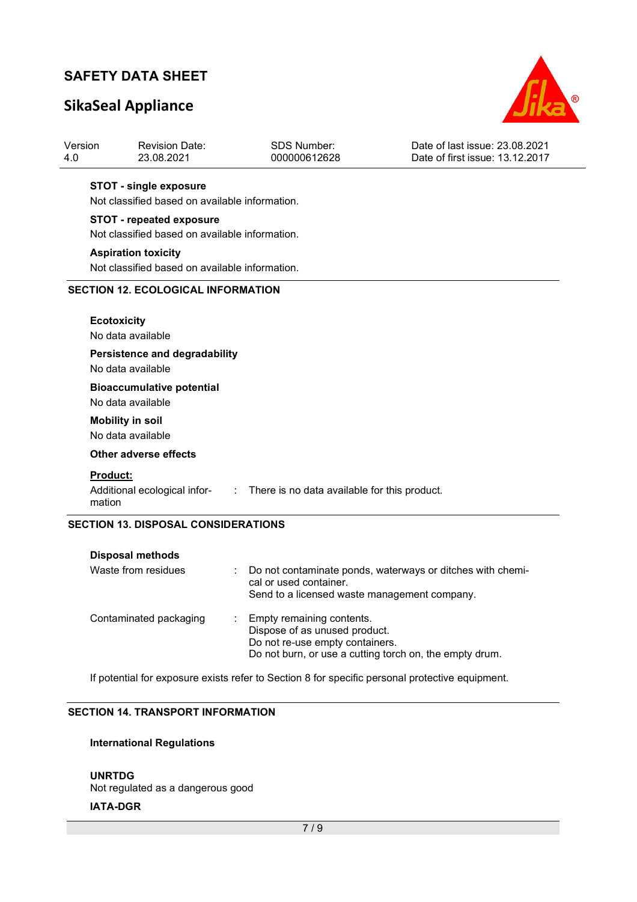**STOT - single exposure**

Not classified based on available information.

**STOT - repeated exposure**

Not classified based on available information.

**Aspiration toxicity**

Not classified based on available information.

## SECTION 12. ECOLOGICAL INFORMATION

**Ecotoxicity**

No data available

**Persistence and degradability**

No data available

**Bioaccumulative potential**

No data available

**Mobility in soil**

No data available

**Other adverse effects**

**Product:**

| | | |
|---|---|---|
| Additional ecological information | : | There is no data available for this product. |

## SECTION 13. DISPOSAL CONSIDERATIONS

**Disposal methods**

| | | |
|---|---|---|
| Waste from residues | : | Do not contaminate ponds, waterways or ditches with chemical or used container.<br>Send to a licensed waste management company. |
| Contaminated packaging | : | Empty remaining contents.<br>Dispose of as unused product.<br>Do not re-use empty containers.<br>Do not burn, or use a cutting torch on, the empty drum. |

If potential for exposure exists refer to Section 8 for specific personal protective equipment.

## SECTION 14. TRANSPORT INFORMATION

**International Regulations**

**UNRTDG**

Not regulated as a dangerous good

**IATA-DGR**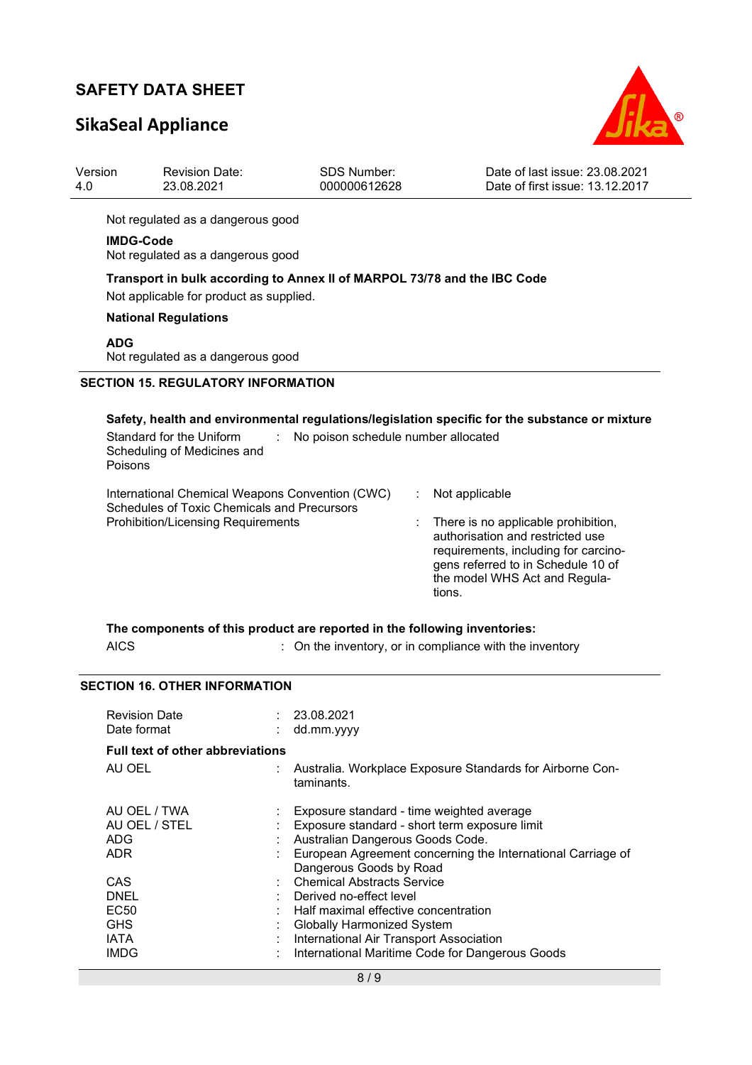Not regulated as a dangerous good

**IMDG-Code**
Not regulated as a dangerous good

**Transport in bulk according to Annex II of MARPOL 73/78 and the IBC Code**
Not applicable for product as supplied.

**National Regulations**

**ADG**
Not regulated as a dangerous good

## SECTION 15. REGULATORY INFORMATION

**Safety, health and environmental regulations/legislation specific for the substance or mixture**

Standard for the Uniform Scheduling of Medicines and Poisons : No poison schedule number allocated

International Chemical Weapons Convention (CWC) Schedules of Toxic Chemicals and Precursors : Not applicable

Prohibition/Licensing Requirements : There is no applicable prohibition, authorisation and restricted use requirements, including for carcinogens referred to in Schedule 10 of the model WHS Act and Regulations.

**The components of this product are reported in the following inventories:**

AICS : On the inventory, or in compliance with the inventory

## SECTION 16. OTHER INFORMATION

Revision Date : 23.08.2021
Date format : dd.mm.yyyy

**Full text of other abbreviations**

AU OEL : Australia. Workplace Exposure Standards for Airborne Contaminants.

AU OEL / TWA : Exposure standard - time weighted average
AU OEL / STEL : Exposure standard - short term exposure limit
ADG : Australian Dangerous Goods Code.
ADR : European Agreement concerning the International Carriage of Dangerous Goods by Road
CAS : Chemical Abstracts Service
DNEL : Derived no-effect level
EC50 : Half maximal effective concentration
GHS : Globally Harmonized System
IATA : International Air Transport Association
IMDG : International Maritime Code for Dangerous Goods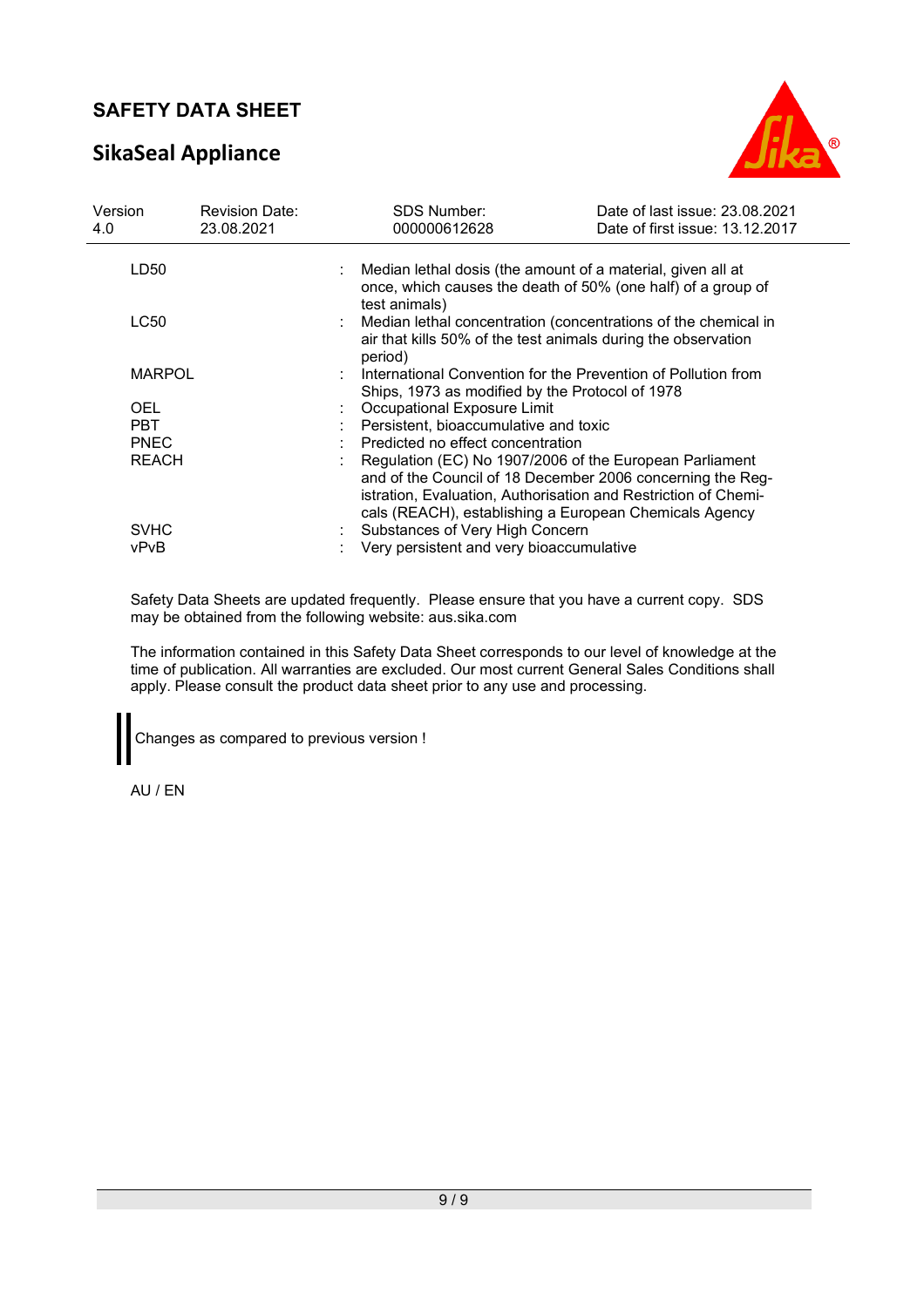| | | |
|---|---|---|
| LD50 | : | Median lethal dosis (the amount of a material, given all at once, which causes the death of 50% (one half) of a group of test animals) |
| LC50 | : | Median lethal concentration (concentrations of the chemical in air that kills 50% of the test animals during the observation period) |
| MARPOL | : | International Convention for the Prevention of Pollution from Ships, 1973 as modified by the Protocol of 1978 |
| OEL | : | Occupational Exposure Limit |
| PBT | : | Persistent, bioaccumulative and toxic |
| PNEC | : | Predicted no effect concentration |
| REACH | : | Regulation (EC) No 1907/2006 of the European Parliament and of the Council of 18 December 2006 concerning the Registration, Evaluation, Authorisation and Restriction of Chemicals (REACH), establishing a European Chemicals Agency |
| SVHC | : | Substances of Very High Concern |
| vPvB | : | Very persistent and very bioaccumulative |

Safety Data Sheets are updated frequently. Please ensure that you have a current copy. SDS may be obtained from the following website: aus.sika.com

The information contained in this Safety Data Sheet corresponds to our level of knowledge at the time of publication. All warranties are excluded. Our most current General Sales Conditions shall apply. Please consult the product data sheet prior to any use and processing.

Changes as compared to previous version !

AU / EN